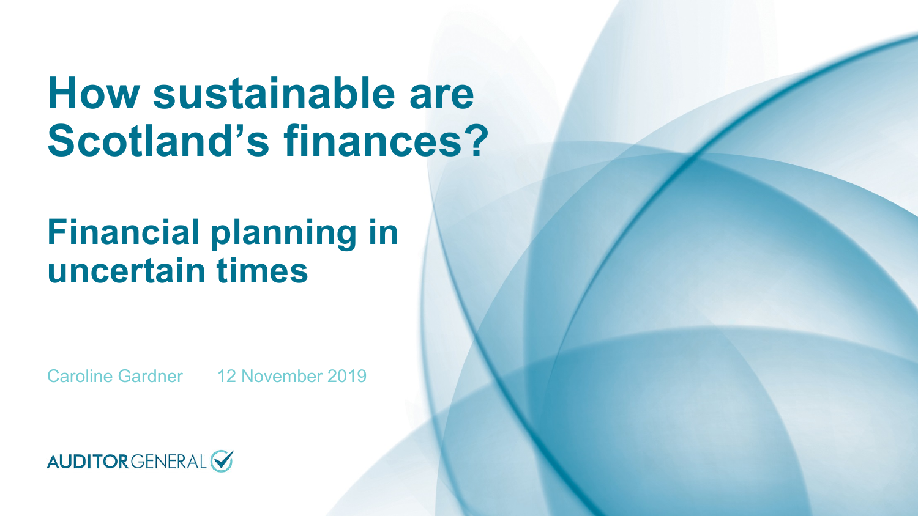# How sustainable are Scotland's finances?

## Financial planning in uncertain times

Caroline Gardner 12 November 2019

AUDITOR GENERAL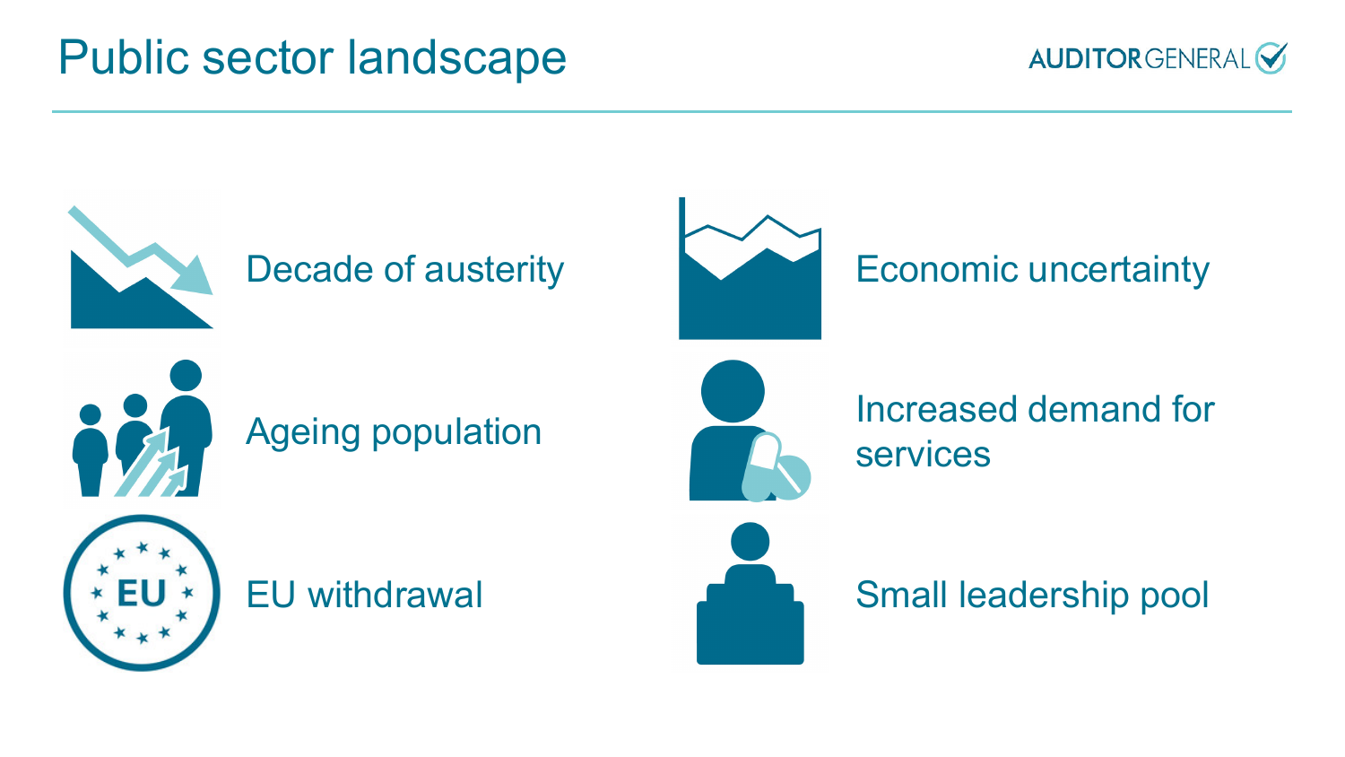# Public sector landscape

- Decade of austerity
- Ageing population
- EU withdrawal
- Economic uncertainty
- Increased demand for services
- Small leadership pool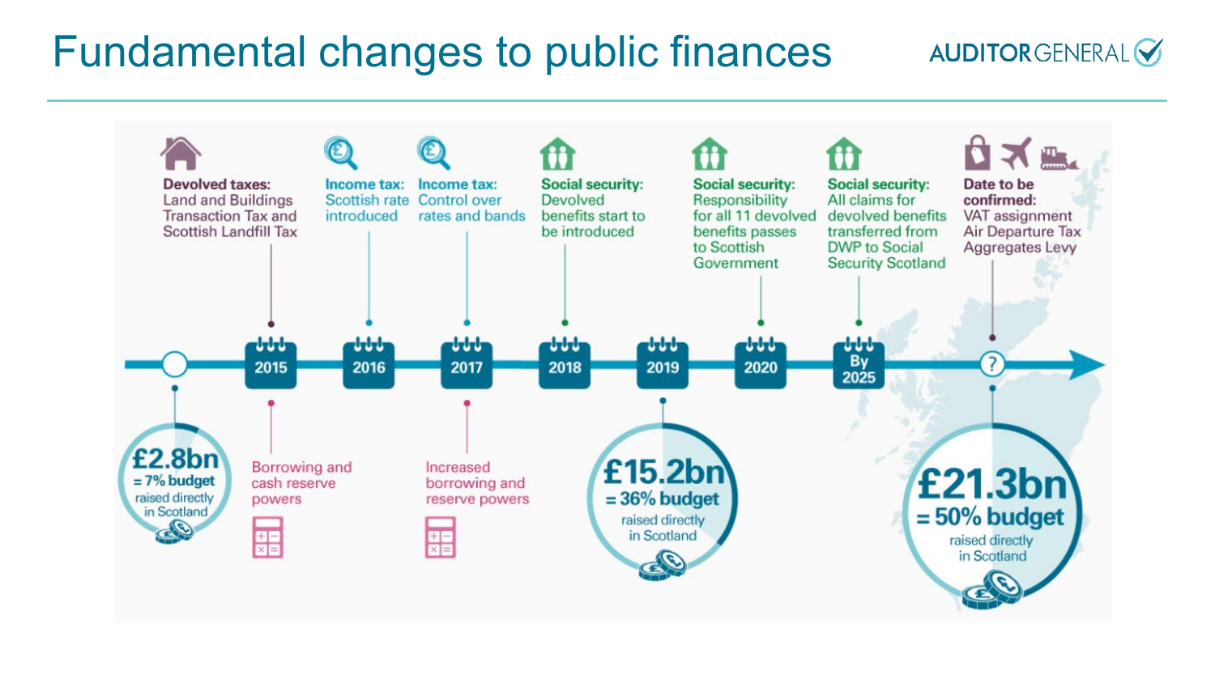# Fundamental changes to public finances

**Devolved taxes:** Land and Buildings Transaction Tax and Scottish Landfill Tax

**Income tax:** Scottish rate introduced

**Income tax:** Control over rates and bands

**Social security:** Devolved benefits start to be introduced

**Social security:** Responsibility for all 11 devolved benefits passes to Scottish Government

**Social security:** All claims for devolved benefits transferred from DWP to Social Security Scotland

**Date to be confirmed:** VAT assignment Air Departure Tax Aggregates Levy

2015 | 2016 | 2017 | 2018 | 2019 | 2020 | By 2025 | ?

**£2.8bn** = 7% budget raised directly in Scotland

Borrowing and cash reserve powers

Increased borrowing and reserve powers

**£15.2bn** = 36% budget raised directly in Scotland

**£21.3bn** = 50% budget raised directly in Scotland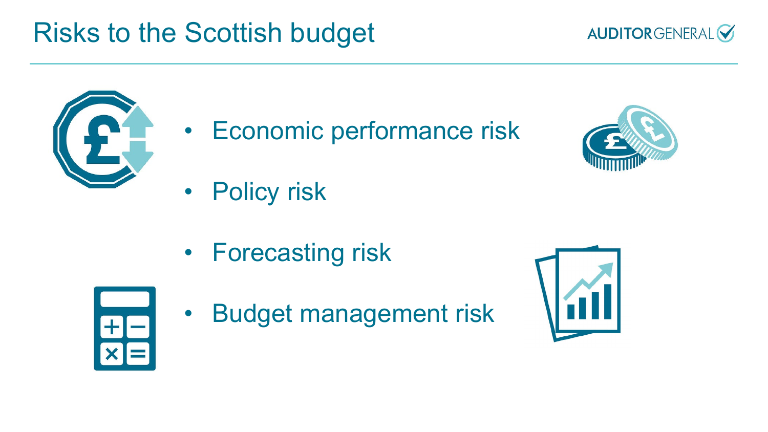# Risks to the Scottish budget

- Economic performance risk
- Policy risk
- Forecasting risk
- Budget management risk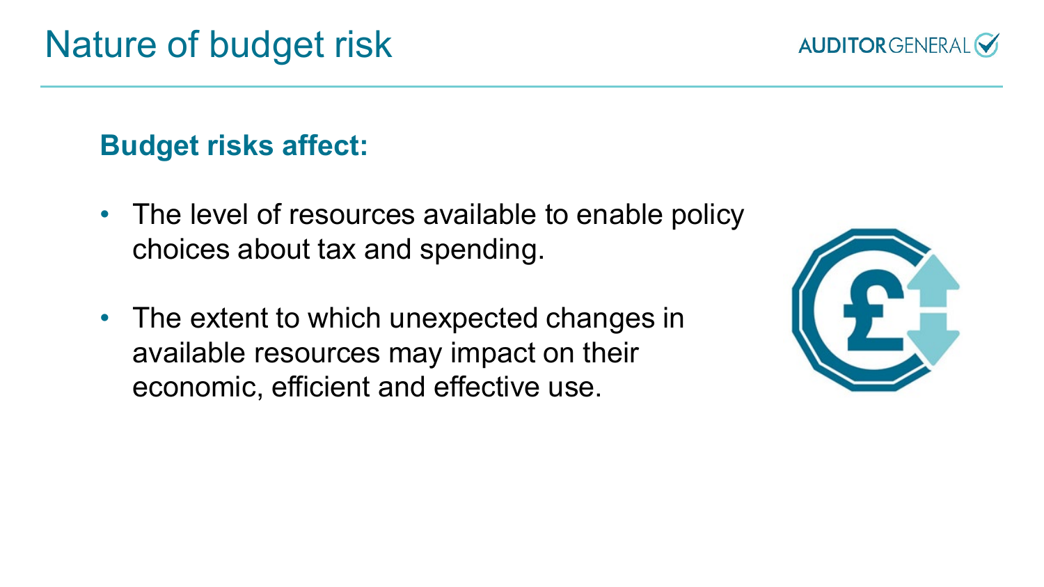# Nature of budget risk

**Budget risks affect:**

- The level of resources available to enable policy choices about tax and spending.
- The extent to which unexpected changes in available resources may impact on their economic, efficient and effective use.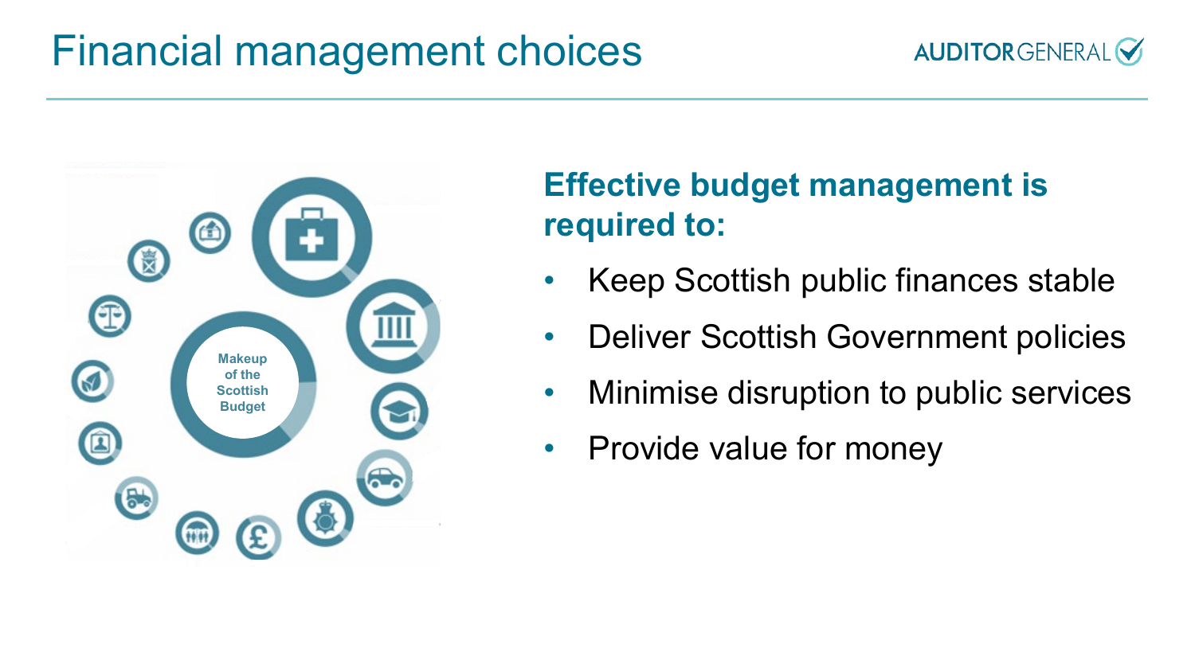# Financial management choices

Makeup of the Scottish Budget

## Effective budget management is required to:

- Keep Scottish public finances stable
- Deliver Scottish Government policies
- Minimise disruption to public services
- Provide value for money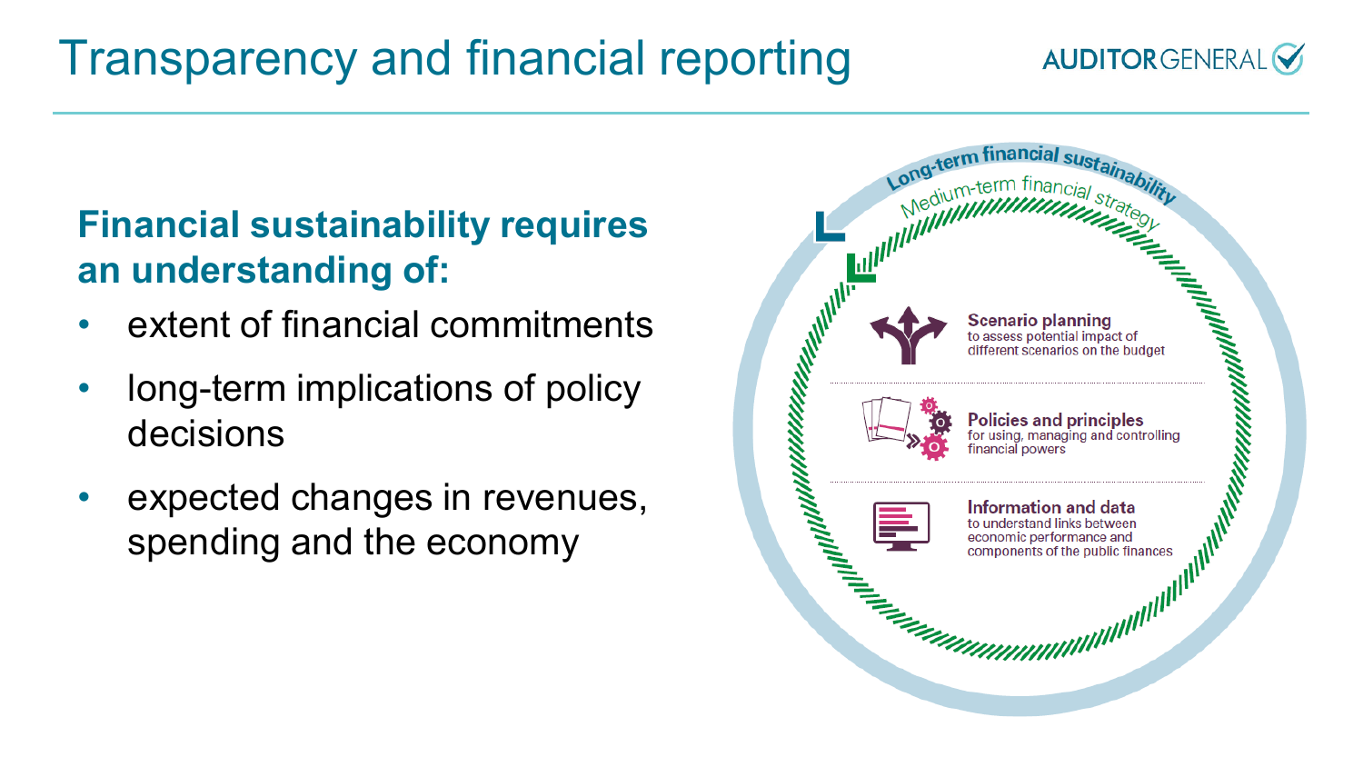# Transparency and financial reporting

**Financial sustainability requires an understanding of:**

- extent of financial commitments
- long-term implications of policy decisions
- expected changes in revenues, spending and the economy

Long-term financial sustainability

Medium-term financial strategy

**Scenario planning**
to assess potential impact of different scenarios on the budget

**Policies and principles**
for using, managing and controlling financial powers

**Information and data**
to understand links between economic performance and components of the public finances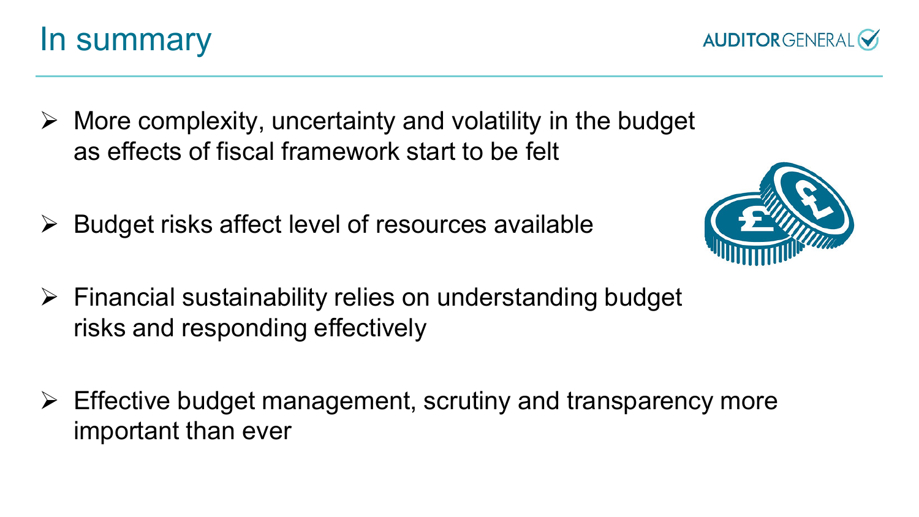# In summary

- More complexity, uncertainty and volatility in the budget as effects of fiscal framework start to be felt
- Budget risks affect level of resources available
- Financial sustainability relies on understanding budget risks and responding effectively
- Effective budget management, scrutiny and transparency more important than ever